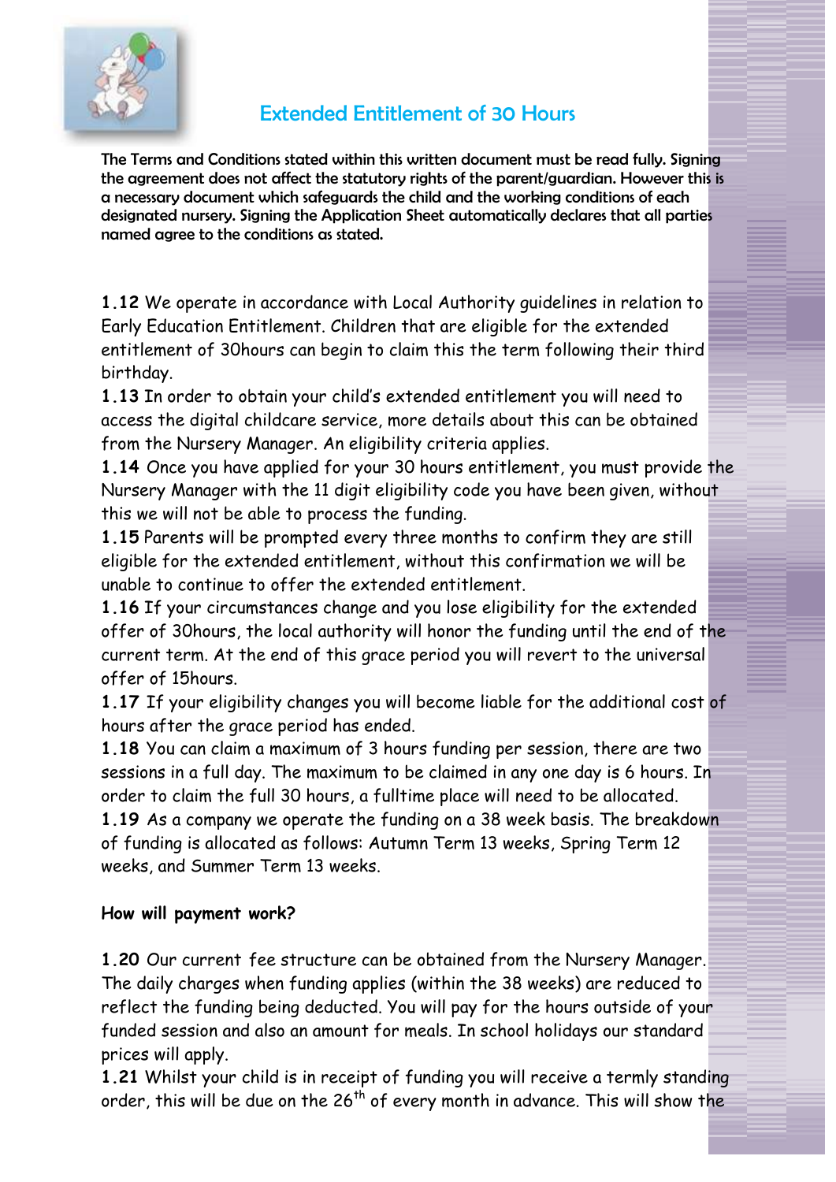# Extended Entitlement of 30 Hours

**The Terms and Conditions stated within this written document must be read fully. Signing the agreement does not affect the statutory rights of the parent/guardian. However this is a necessary document which safeguards the child and the working conditions of each designated nursery. Signing the Application Sheet automatically declares that all parties named agree to the conditions as stated.**

**1.12** We operate in accordance with Local Authority guidelines in relation to Early Education Entitlement. Children that are eligible for the extended entitlement of 30hours can begin to claim this the term following their third birthday.

**1.13** In order to obtain your child's extended entitlement you will need to access the digital childcare service, more details about this can be obtained from the Nursery Manager. An eligibility criteria applies.

**1.14** Once you have applied for your 30 hours entitlement, you must provide the Nursery Manager with the 11 digit eligibility code you have been given, without this we will not be able to process the funding.

**1.15** Parents will be prompted every three months to confirm they are still eligible for the extended entitlement, without this confirmation we will be unable to continue to offer the extended entitlement.

**1.16** If your circumstances change and you lose eligibility for the extended offer of 30hours, the local authority will honor the funding until the end of the current term. At the end of this grace period you will revert to the universal offer of 15hours.

**1.17** If your eligibility changes you will become liable for the additional cost of hours after the grace period has ended.

**1.18** You can claim a maximum of 3 hours funding per session, there are two sessions in a full day. The maximum to be claimed in any one day is 6 hours. In order to claim the full 30 hours, a fulltime place will need to be allocated.

**1.19** As a company we operate the funding on a 38 week basis. The breakdown of funding is allocated as follows: Autumn Term 13 weeks, Spring Term 12 weeks, and Summer Term 13 weeks.

**How will payment work?**

**1.20** Our current fee structure can be obtained from the Nursery Manager. The daily charges when funding applies (within the 38 weeks) are reduced to reflect the funding being deducted. You will pay for the hours outside of your funded session and also an amount for meals. In school holidays our standard prices will apply.

**1.21** Whilst your child is in receipt of funding you will receive a termly standing order, this will be due on the 26th of every month in advance. This will show the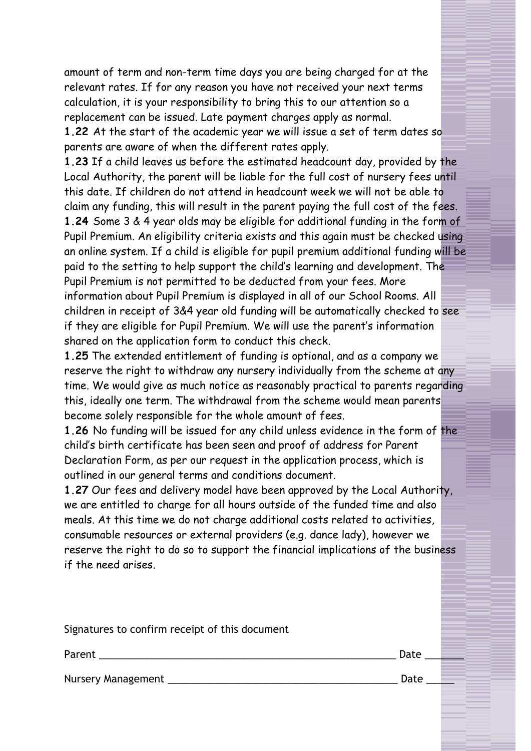amount of term and non-term time days you are being charged for at the relevant rates. If for any reason you have not received your next terms calculation, it is your responsibility to bring this to our attention so a replacement can be issued. Late payment charges apply as normal.

**1.22** At the start of the academic year we will issue a set of term dates so parents are aware of when the different rates apply.

**1.23** If a child leaves us before the estimated headcount day, provided by the Local Authority, the parent will be liable for the full cost of nursery fees until this date. If children do not attend in headcount week we will not be able to claim any funding, this will result in the parent paying the full cost of the fees.

**1.24** Some 3 & 4 year olds may be eligible for additional funding in the form of Pupil Premium. An eligibility criteria exists and this again must be checked using an online system. If a child is eligible for pupil premium additional funding will be paid to the setting to help support the child's learning and development. The Pupil Premium is not permitted to be deducted from your fees. More information about Pupil Premium is displayed in all of our School Rooms. All children in receipt of 3&4 year old funding will be automatically checked to see if they are eligible for Pupil Premium. We will use the parent's information shared on the application form to conduct this check.

**1.25** The extended entitlement of funding is optional, and as a company we reserve the right to withdraw any nursery individually from the scheme at any time. We would give as much notice as reasonably practical to parents regarding this, ideally one term. The withdrawal from the scheme would mean parents become solely responsible for the whole amount of fees.

**1.26** No funding will be issued for any child unless evidence in the form of the child's birth certificate has been seen and proof of address for Parent Declaration Form, as per our request in the application process, which is outlined in our general terms and conditions document.

**1.27** Our fees and delivery model have been approved by the Local Authority, we are entitled to charge for all hours outside of the funded time and also meals. At this time we do not charge additional costs related to activities, consumable resources or external providers (e.g. dance lady), however we reserve the right to do so to support the financial implications of the business if the need arises.

Signatures to confirm receipt of this document

Parent _____________________________________________________ Date _______

Nursery Management _________________________________________ Date _____